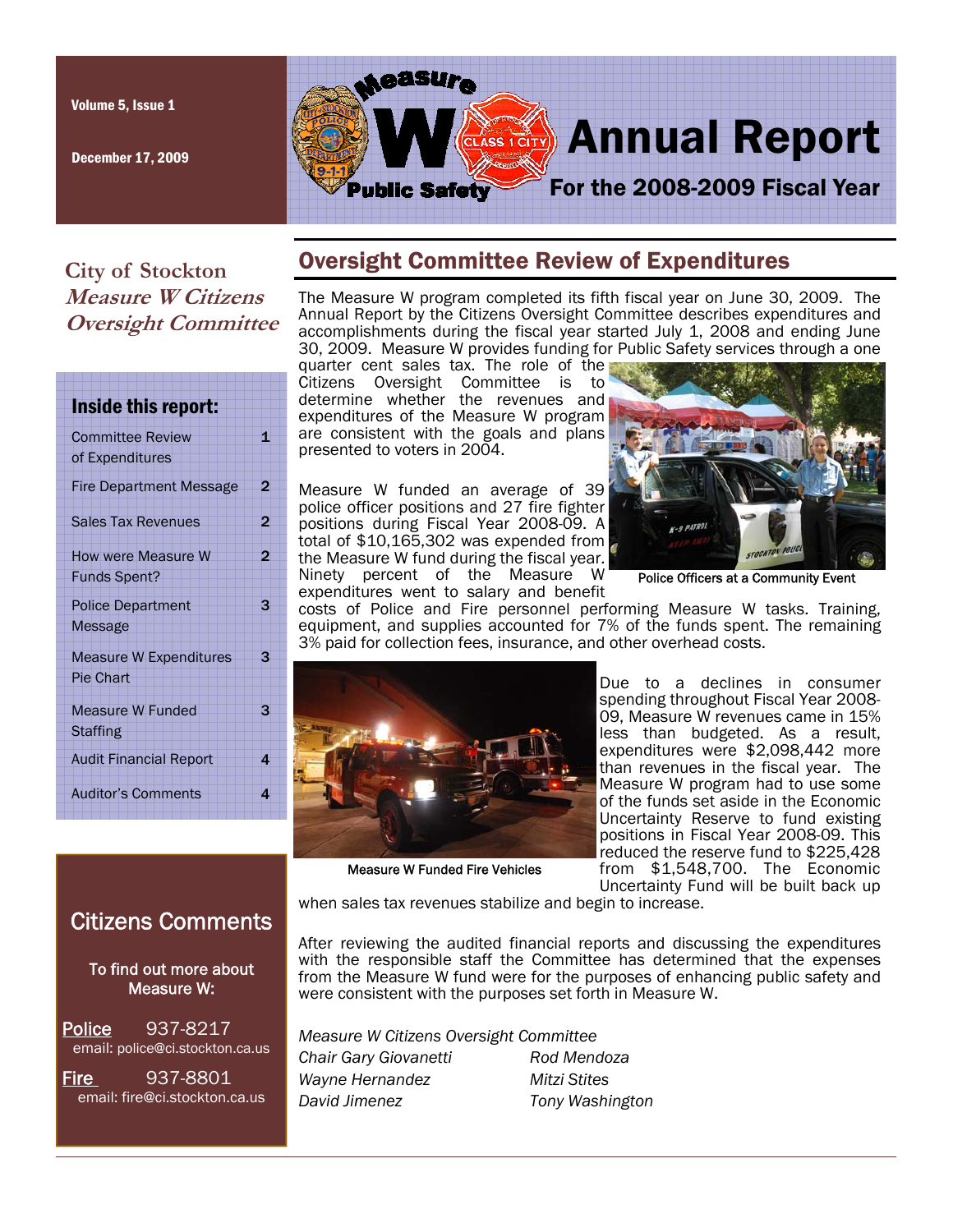Volume 5, Issue 1

December 17, 2009

# Measure W Public Safety Annual Report

## For the 2008-2009 Fiscal Year

**City of Stockton**
***Measure W Citizens Oversight Committee***

### Inside this report:

| | |
|---|---|
| Committee Review of Expenditures | 1 |
| Fire Department Message | 2 |
| Sales Tax Revenues | 2 |
| How were Measure W Funds Spent? | 2 |
| Police Department Message | 3 |
| Measure W Expenditures Pie Chart | 3 |
| Measure W Funded Staffing | 3 |
| Audit Financial Report | 4 |
| Auditor's Comments | 4 |

## Oversight Committee Review of Expenditures

The Measure W program completed its fifth fiscal year on June 30, 2009. The Annual Report by the Citizens Oversight Committee describes expenditures and accomplishments during the fiscal year started July 1, 2008 and ending June 30, 2009. Measure W provides funding for Public Safety services through a one quarter cent sales tax. The role of the Citizens Oversight Committee is to determine whether the revenues and expenditures of the Measure W program are consistent with the goals and plans presented to voters in 2004.

Measure W funded an average of 39 police officer positions and 27 fire fighter positions during Fiscal Year 2008-09. A total of $10,165,302 was expended from the Measure W fund during the fiscal year. Ninety percent of the Measure W expenditures went to salary and benefit costs of Police and Fire personnel performing Measure W tasks. Training, equipment, and supplies accounted for 7% of the funds spent. The remaining 3% paid for collection fees, insurance, and other overhead costs.

Police Officers at a Community Event

Due to a declines in consumer spending throughout Fiscal Year 2008-09, Measure W revenues came in 15% less than budgeted. As a result, expenditures were $2,098,442 more than revenues in the fiscal year. The Measure W program had to use some of the funds set aside in the Economic Uncertainty Reserve to fund existing positions in Fiscal Year 2008-09. This reduced the reserve fund to $225,428 from $1,548,700. The Economic Uncertainty Fund will be built back up when sales tax revenues stabilize and begin to increase.

Measure W Funded Fire Vehicles

After reviewing the audited financial reports and discussing the expenditures with the responsible staff the Committee has determined that the expenses from the Measure W fund were for the purposes of enhancing public safety and were consistent with the purposes set forth in Measure W.

*Measure W Citizens Oversight Committee*

| | |
|---|---|
| *Chair Gary Giovanetti* | *Rod Mendoza* |
| *Wayne Hernandez* | *Mitzi Stites* |
| *David Jimenez* | *Tony Washington* |

## Citizens Comments

To find out more about Measure W:

Police 937-8217
email: police@ci.stockton.ca.us

Fire 937-8801
email: fire@ci.stockton.ca.us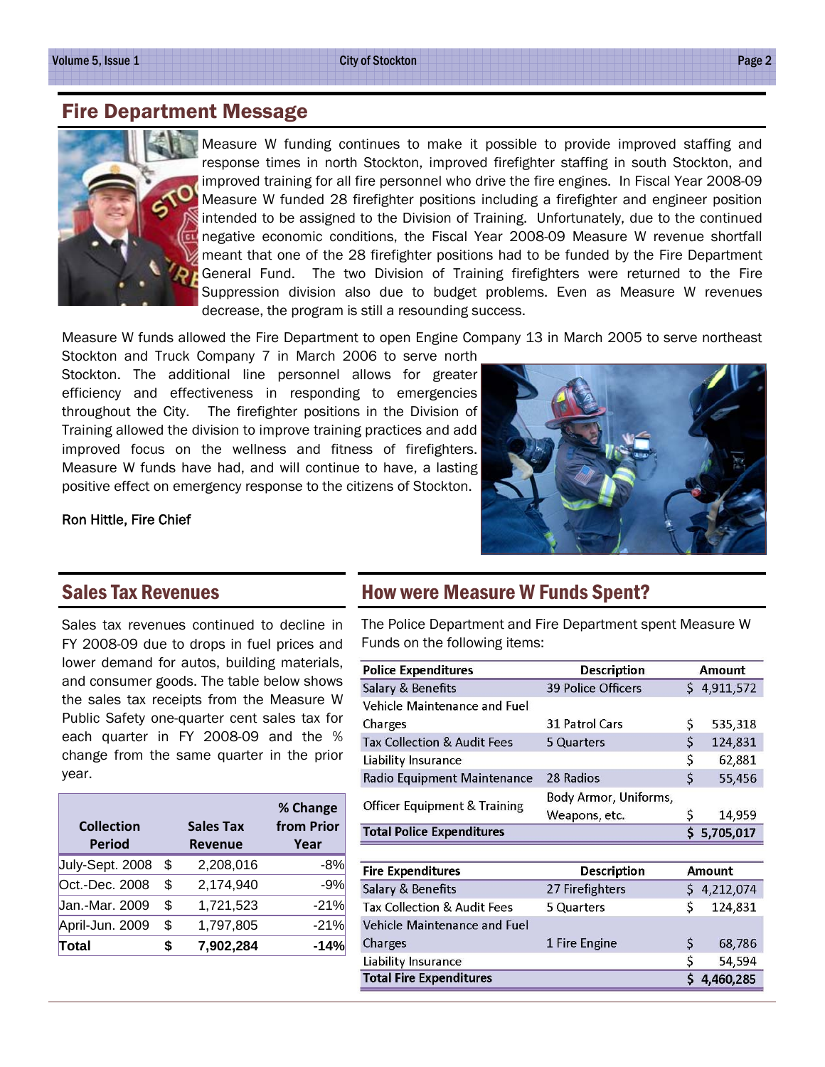## Fire Department Message

Measure W funding continues to make it possible to provide improved staffing and response times in north Stockton, improved firefighter staffing in south Stockton, and improved training for all fire personnel who drive the fire engines. In Fiscal Year 2008-09 Measure W funded 28 firefighter positions including a firefighter and engineer position intended to be assigned to the Division of Training. Unfortunately, due to the continued negative economic conditions, the Fiscal Year 2008-09 Measure W revenue shortfall meant that one of the 28 firefighter positions had to be funded by the Fire Department General Fund. The two Division of Training firefighters were returned to the Fire Suppression division also due to budget problems. Even as Measure W revenues decrease, the program is still a resounding success.

Measure W funds allowed the Fire Department to open Engine Company 13 in March 2005 to serve northeast Stockton and Truck Company 7 in March 2006 to serve north Stockton. The additional line personnel allows for greater efficiency and effectiveness in responding to emergencies throughout the City. The firefighter positions in the Division of Training allowed the division to improve training practices and add improved focus on the wellness and fitness of firefighters. Measure W funds have had, and will continue to have, a lasting positive effect on emergency response to the citizens of Stockton.

Ron Hittle, Fire Chief

## Sales Tax Revenues

Sales tax revenues continued to decline in FY 2008-09 due to drops in fuel prices and lower demand for autos, building materials, and consumer goods. The table below shows the sales tax receipts from the Measure W Public Safety one-quarter cent sales tax for each quarter in FY 2008-09 and the % change from the same quarter in the prior year.

| Collection Period | Sales Tax Revenue | % Change from Prior Year |
|---|---|---|
| July-Sept. 2008 | $ 2,208,016 | -8% |
| Oct.-Dec. 2008 | $ 2,174,940 | -9% |
| Jan.-Mar. 2009 | $ 1,721,523 | -21% |
| April-Jun. 2009 | $ 1,797,805 | -21% |
| **Total** | **$ 7,902,284** | **-14%** |

## How were Measure W Funds Spent?

The Police Department and Fire Department spent Measure W Funds on the following items:

| Police Expenditures | Description | Amount |
|---|---|---|
| Salary & Benefits | 39 Police Officers | $ 4,911,572 |
| Vehicle Maintenance and Fuel Charges | 31 Patrol Cars | $ 535,318 |
| Tax Collection & Audit Fees | 5 Quarters | $ 124,831 |
| Liability Insurance | | $ 62,881 |
| Radio Equipment Maintenance | 28 Radios | $ 55,456 |
| Officer Equipment & Training | Body Armor, Uniforms, Weapons, etc. | $ 14,959 |
| **Total Police Expenditures** | | **$ 5,705,017** |

| Fire Expenditures | Description | Amount |
|---|---|---|
| Salary & Benefits | 27 Firefighters | $ 4,212,074 |
| Tax Collection & Audit Fees | 5 Quarters | $ 124,831 |
| Vehicle Maintenance and Fuel Charges | 1 Fire Engine | $ 68,786 |
| Liability Insurance | | $ 54,594 |
| **Total Fire Expenditures** | | **$ 4,460,285** |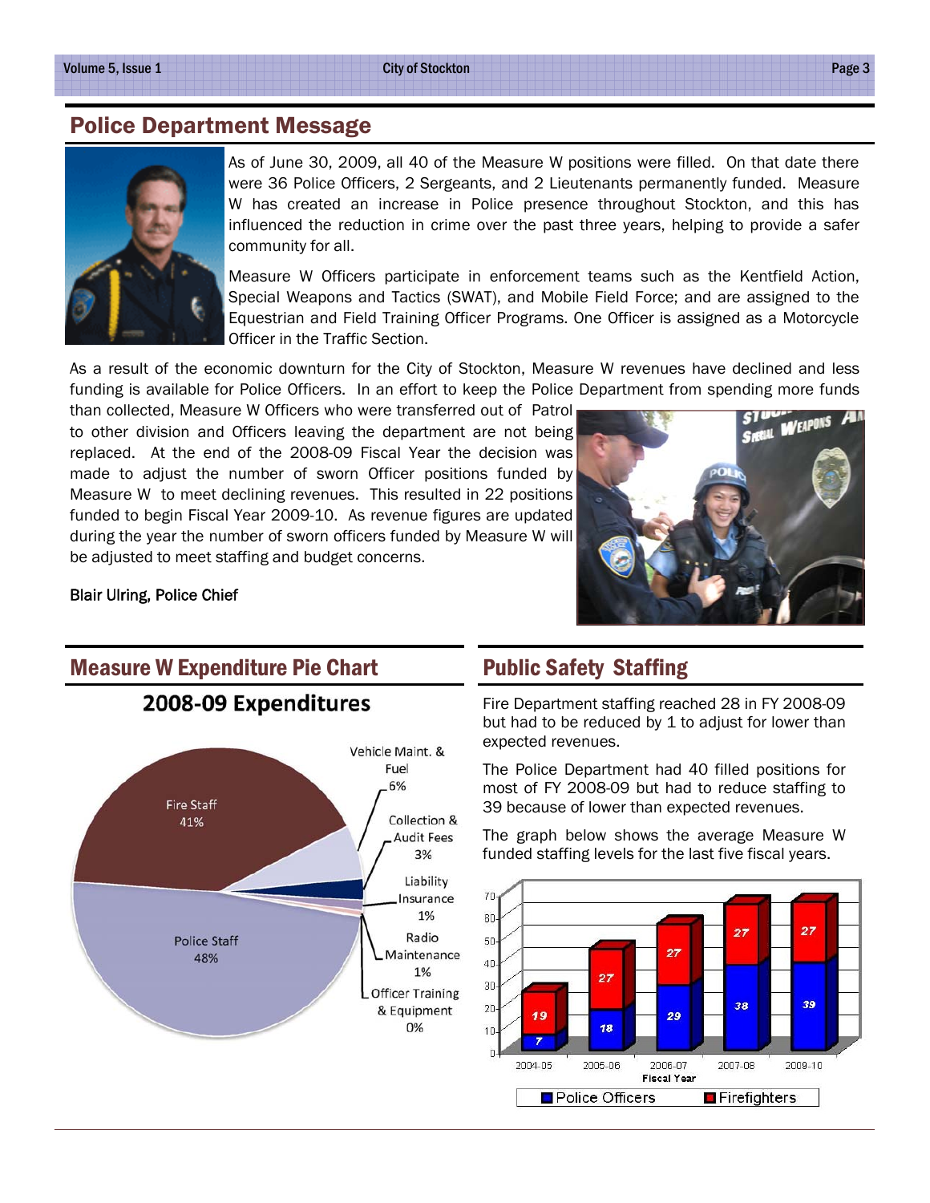## Police Department Message

As of June 30, 2009, all 40 of the Measure W positions were filled. On that date there were 36 Police Officers, 2 Sergeants, and 2 Lieutenants permanently funded. Measure W has created an increase in Police presence throughout Stockton, and this has influenced the reduction in crime over the past three years, helping to provide a safer community for all.

Measure W Officers participate in enforcement teams such as the Kentfield Action, Special Weapons and Tactics (SWAT), and Mobile Field Force; and are assigned to the Equestrian and Field Training Officer Programs. One Officer is assigned as a Motorcycle Officer in the Traffic Section.

As a result of the economic downturn for the City of Stockton, Measure W revenues have declined and less funding is available for Police Officers. In an effort to keep the Police Department from spending more funds than collected, Measure W Officers who were transferred out of Patrol to other division and Officers leaving the department are not being replaced. At the end of the 2008-09 Fiscal Year the decision was made to adjust the number of sworn Officer positions funded by Measure W to meet declining revenues. This resulted in 22 positions funded to begin Fiscal Year 2009-10. As revenue figures are updated during the year the number of sworn officers funded by Measure W will be adjusted to meet staffing and budget concerns.

Blair Ulring, Police Chief

## Measure W Expenditure Pie Chart

### 2008-09 Expenditures

| Category | Percentage |
|---|---|
| Police Staff | 48% |
| Fire Staff | 41% |
| Vehicle Maint. & Fuel | 6% |
| Collection & Audit Fees | 3% |
| Liability Insurance | 1% |
| Radio Maintenance | 1% |
| Officer Training & Equipment | 0% |

## Public Safety Staffing

Fire Department staffing reached 28 in FY 2008-09 but had to be reduced by 1 to adjust for lower than expected revenues.

The Police Department had 40 filled positions for most of FY 2008-09 but had to reduce staffing to 39 because of lower than expected revenues.

The graph below shows the average Measure W funded staffing levels for the last five fiscal years.

| Fiscal Year | Police Officers | Firefighters |
|---|---|---|
| 2004-05 | 7 | 19 |
| 2005-06 | 18 | 27 |
| 2006-07 | 29 | 27 |
| 2007-08 | 38 | 27 |
| 2009-10 | 39 | 27 |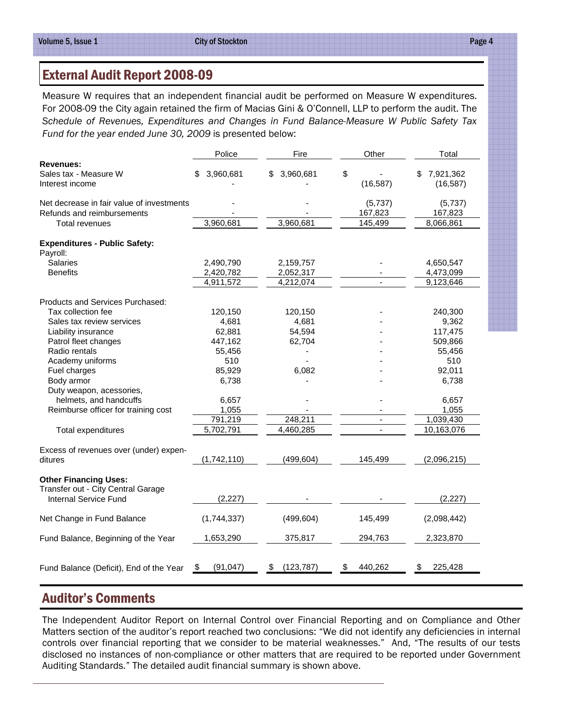## External Audit Report 2008-09

Measure W requires that an independent financial audit be performed on Measure W expenditures. For 2008-09 the City again retained the firm of Macias Gini & O'Connell, LLP to perform the audit. The *Schedule of Revenues, Expenditures and Changes in Fund Balance-Measure W Public Safety Tax Fund for the year ended June 30, 2009* is presented below:

| | Police | Fire | Other | Total |
|---|---|---|---|---|
| **Revenues:** | | | | |
| Sales tax - Measure W | $ 3,960,681 | $ 3,960,681 | $ - | $ 7,921,362 |
| Interest income | - | - | (16,587) | (16,587) |
| Net decrease in fair value of investments | - | - | (5,737) | (5,737) |
| Refunds and reimbursements | - | - | 167,823 | 167,823 |
| Total revenues | 3,960,681 | 3,960,681 | 145,499 | 8,066,861 |
| **Expenditures - Public Safety:** | | | | |
| Payroll: | | | | |
| Salaries | 2,490,790 | 2,159,757 | - | 4,650,547 |
| Benefits | 2,420,782 | 2,052,317 | - | 4,473,099 |
| | 4,911,572 | 4,212,074 | - | 9,123,646 |
| Products and Services Purchased: | | | | |
| Tax collection fee | 120,150 | 120,150 | - | 240,300 |
| Sales tax review services | 4,681 | 4,681 | - | 9,362 |
| Liability insurance | 62,881 | 54,594 | - | 117,475 |
| Patrol fleet changes | 447,162 | 62,704 | - | 509,866 |
| Radio rentals | 55,456 | - | - | 55,456 |
| Academy uniforms | 510 | - | - | 510 |
| Fuel charges | 85,929 | 6,082 | - | 92,011 |
| Body armor | 6,738 | - | - | 6,738 |
| Duty weapon, acessories, helmets, and handcuffs | 6,657 | - | - | 6,657 |
| Reimburse officer for training cost | 1,055 | - | - | 1,055 |
| | 791,219 | 248,211 | - | 1,039,430 |
| Total expenditures | 5,702,791 | 4,460,285 | - | 10,163,076 |
| Excess of revenues over (under) expenditures | (1,742,110) | (499,604) | 145,499 | (2,096,215) |
| **Other Financing Uses:** | | | | |
| Transfer out - City Central Garage Internal Service Fund | (2,227) | - | - | (2,227) |
| Net Change in Fund Balance | (1,744,337) | (499,604) | 145,499 | (2,098,442) |
| Fund Balance, Beginning of the Year | 1,653,290 | 375,817 | 294,763 | 2,323,870 |
| Fund Balance (Deficit), End of the Year | $ (91,047) | $ (123,787) | $ 440,262 | $ 225,428 |

## Auditor's Comments

The Independent Auditor Report on Internal Control over Financial Reporting and on Compliance and Other Matters section of the auditor's report reached two conclusions: "We did not identify any deficiencies in internal controls over financial reporting that we consider to be material weaknesses." And, "The results of our tests disclosed no instances of non-compliance or other matters that are required to be reported under Government Auditing Standards." The detailed audit financial summary is shown above.